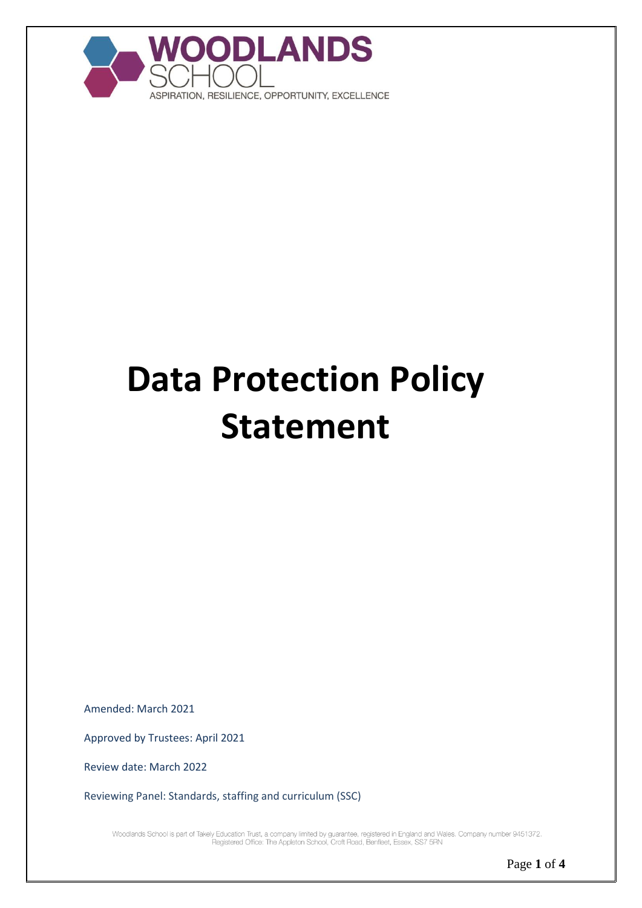WOODLANDS SCHOOL

ASPIRATION, RESILIENCE, OPPORTUNITY, EXCELLENCE

# Data Protection Policy Statement

Amended: March 2021

Approved by Trustees: April 2021

Review date: March 2022

Reviewing Panel: Standards, staffing and curriculum (SSC)

Woodlands School is part of Takely Education Trust, a company limited by guarantee, registered in England and Wales. Company number 9451372. Registered Office: The Appleton School, Croft Road, Benfleet, Essex, SS7 5RN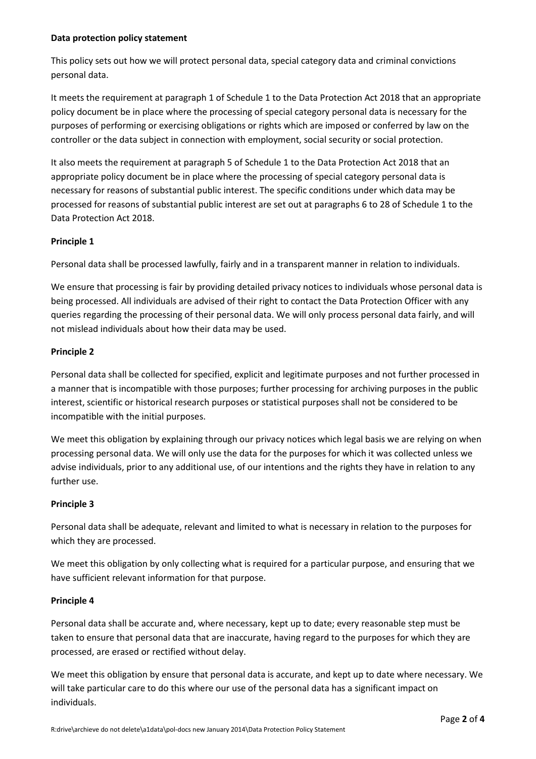**Data protection policy statement**

This policy sets out how we will protect personal data, special category data and criminal convictions personal data.

It meets the requirement at paragraph 1 of Schedule 1 to the Data Protection Act 2018 that an appropriate policy document be in place where the processing of special category personal data is necessary for the purposes of performing or exercising obligations or rights which are imposed or conferred by law on the controller or the data subject in connection with employment, social security or social protection.

It also meets the requirement at paragraph 5 of Schedule 1 to the Data Protection Act 2018 that an appropriate policy document be in place where the processing of special category personal data is necessary for reasons of substantial public interest. The specific conditions under which data may be processed for reasons of substantial public interest are set out at paragraphs 6 to 28 of Schedule 1 to the Data Protection Act 2018.

**Principle 1**

Personal data shall be processed lawfully, fairly and in a transparent manner in relation to individuals.

We ensure that processing is fair by providing detailed privacy notices to individuals whose personal data is being processed. All individuals are advised of their right to contact the Data Protection Officer with any queries regarding the processing of their personal data. We will only process personal data fairly, and will not mislead individuals about how their data may be used.

**Principle 2**

Personal data shall be collected for specified, explicit and legitimate purposes and not further processed in a manner that is incompatible with those purposes; further processing for archiving purposes in the public interest, scientific or historical research purposes or statistical purposes shall not be considered to be incompatible with the initial purposes.

We meet this obligation by explaining through our privacy notices which legal basis we are relying on when processing personal data. We will only use the data for the purposes for which it was collected unless we advise individuals, prior to any additional use, of our intentions and the rights they have in relation to any further use.

**Principle 3**

Personal data shall be adequate, relevant and limited to what is necessary in relation to the purposes for which they are processed.

We meet this obligation by only collecting what is required for a particular purpose, and ensuring that we have sufficient relevant information for that purpose.

**Principle 4**

Personal data shall be accurate and, where necessary, kept up to date; every reasonable step must be taken to ensure that personal data that are inaccurate, having regard to the purposes for which they are processed, are erased or rectified without delay.

We meet this obligation by ensure that personal data is accurate, and kept up to date where necessary. We will take particular care to do this where our use of the personal data has a significant impact on individuals.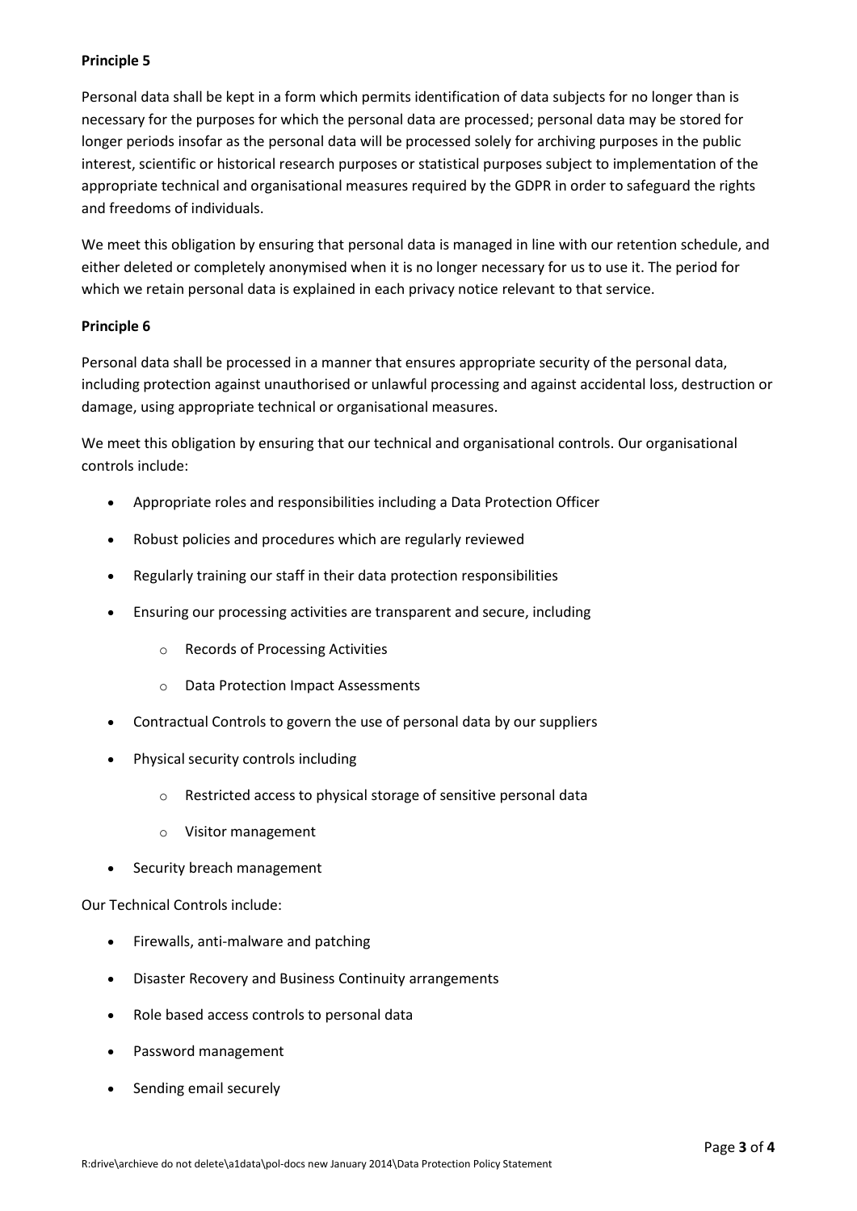**Principle 5**

Personal data shall be kept in a form which permits identification of data subjects for no longer than is necessary for the purposes for which the personal data are processed; personal data may be stored for longer periods insofar as the personal data will be processed solely for archiving purposes in the public interest, scientific or historical research purposes or statistical purposes subject to implementation of the appropriate technical and organisational measures required by the GDPR in order to safeguard the rights and freedoms of individuals.

We meet this obligation by ensuring that personal data is managed in line with our retention schedule, and either deleted or completely anonymised when it is no longer necessary for us to use it. The period for which we retain personal data is explained in each privacy notice relevant to that service.

**Principle 6**

Personal data shall be processed in a manner that ensures appropriate security of the personal data, including protection against unauthorised or unlawful processing and against accidental loss, destruction or damage, using appropriate technical or organisational measures.

We meet this obligation by ensuring that our technical and organisational controls. Our organisational controls include:

- Appropriate roles and responsibilities including a Data Protection Officer
- Robust policies and procedures which are regularly reviewed
- Regularly training our staff in their data protection responsibilities
- Ensuring our processing activities are transparent and secure, including
  - Records of Processing Activities
  - Data Protection Impact Assessments
- Contractual Controls to govern the use of personal data by our suppliers
- Physical security controls including
  - Restricted access to physical storage of sensitive personal data
  - Visitor management
- Security breach management

Our Technical Controls include:

- Firewalls, anti-malware and patching
- Disaster Recovery and Business Continuity arrangements
- Role based access controls to personal data
- Password management
- Sending email securely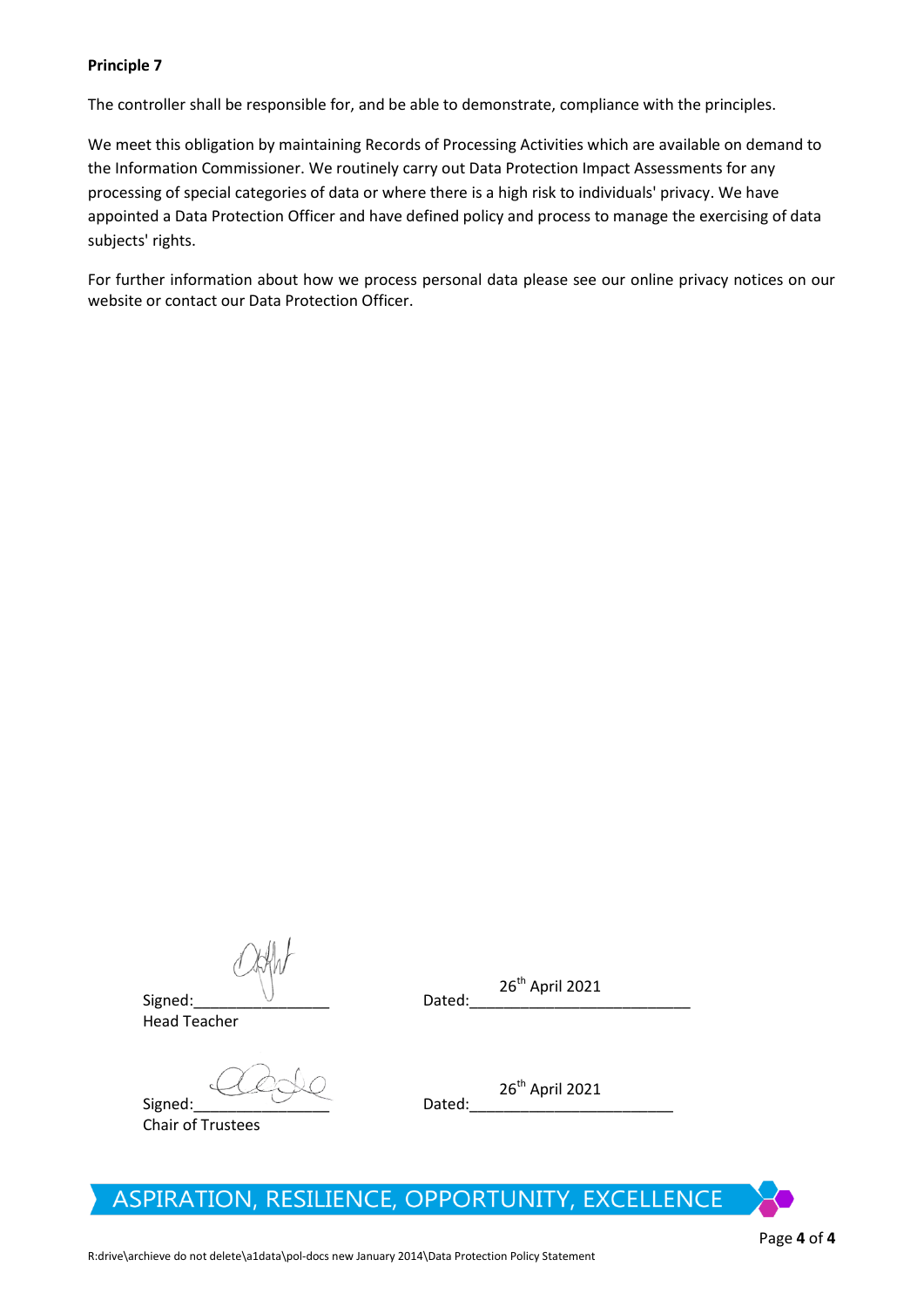**Principle 7**

The controller shall be responsible for, and be able to demonstrate, compliance with the principles.

We meet this obligation by maintaining Records of Processing Activities which are available on demand to the Information Commissioner. We routinely carry out Data Protection Impact Assessments for any processing of special categories of data or where there is a high risk to individuals' privacy. We have appointed a Data Protection Officer and have defined policy and process to manage the exercising of data subjects' rights.

For further information about how we process personal data please see our online privacy notices on our website or contact our Data Protection Officer.

Signed:________________ Dated: 26th April 2021
Head Teacher

Signed:________________ Dated: 26th April 2021
Chair of Trustees

ASPIRATION, RESILIENCE, OPPORTUNITY, EXCELLENCE

R:drive\archieve do not delete\a1data\pol-docs new January 2014\Data Protection Policy Statement